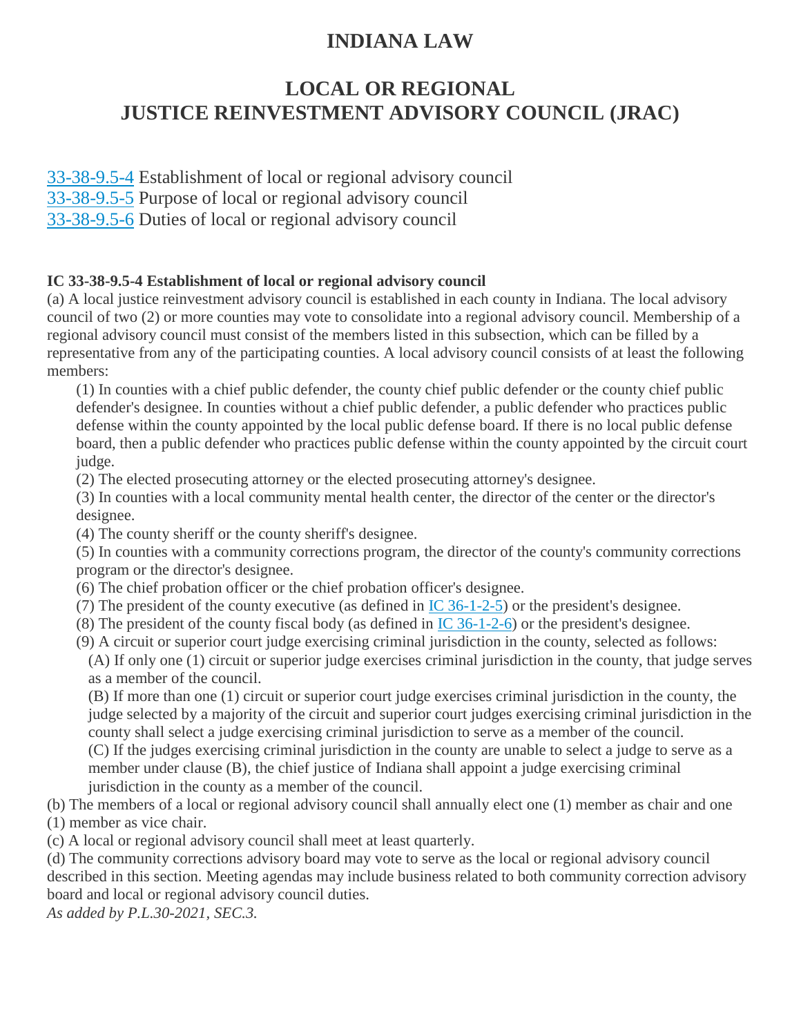# INDIANA LAW

## LOCAL OR REGIONAL JUSTICE REINVESTMENT ADVISORY COUNCIL (JRAC)

[33-38-9.5-4](33-38-9.5-4) Establishment of local or regional advisory council
[33-38-9.5-5](33-38-9.5-5) Purpose of local or regional advisory council
[33-38-9.5-6](33-38-9.5-6) Duties of local or regional advisory council

**IC 33-38-9.5-4 Establishment of local or regional advisory council**

(a) A local justice reinvestment advisory council is established in each county in Indiana. The local advisory council of two (2) or more counties may vote to consolidate into a regional advisory council. Membership of a regional advisory council must consist of the members listed in this subsection, which can be filled by a representative from any of the participating counties. A local advisory council consists of at least the following members:

(1) In counties with a chief public defender, the county chief public defender or the county chief public defender's designee. In counties without a chief public defender, a public defender who practices public defense within the county appointed by the local public defense board. If there is no local public defense board, then a public defender who practices public defense within the county appointed by the circuit court judge.

(2) The elected prosecuting attorney or the elected prosecuting attorney's designee.

(3) In counties with a local community mental health center, the director of the center or the director's designee.

(4) The county sheriff or the county sheriff's designee.

(5) In counties with a community corrections program, the director of the county's community corrections program or the director's designee.

(6) The chief probation officer or the chief probation officer's designee.

(7) The president of the county executive (as defined in [IC 36-1-2-5](IC 36-1-2-5)) or the president's designee.

(8) The president of the county fiscal body (as defined in [IC 36-1-2-6](IC 36-1-2-6)) or the president's designee.

(9) A circuit or superior court judge exercising criminal jurisdiction in the county, selected as follows:

(A) If only one (1) circuit or superior judge exercises criminal jurisdiction in the county, that judge serves as a member of the council.

(B) If more than one (1) circuit or superior court judge exercises criminal jurisdiction in the county, the judge selected by a majority of the circuit and superior court judges exercising criminal jurisdiction in the county shall select a judge exercising criminal jurisdiction to serve as a member of the council.

(C) If the judges exercising criminal jurisdiction in the county are unable to select a judge to serve as a member under clause (B), the chief justice of Indiana shall appoint a judge exercising criminal jurisdiction in the county as a member of the council.

(b) The members of a local or regional advisory council shall annually elect one (1) member as chair and one (1) member as vice chair.

(c) A local or regional advisory council shall meet at least quarterly.

(d) The community corrections advisory board may vote to serve as the local or regional advisory council described in this section. Meeting agendas may include business related to both community correction advisory board and local or regional advisory council duties.

*As added by P.L.30-2021, SEC.3.*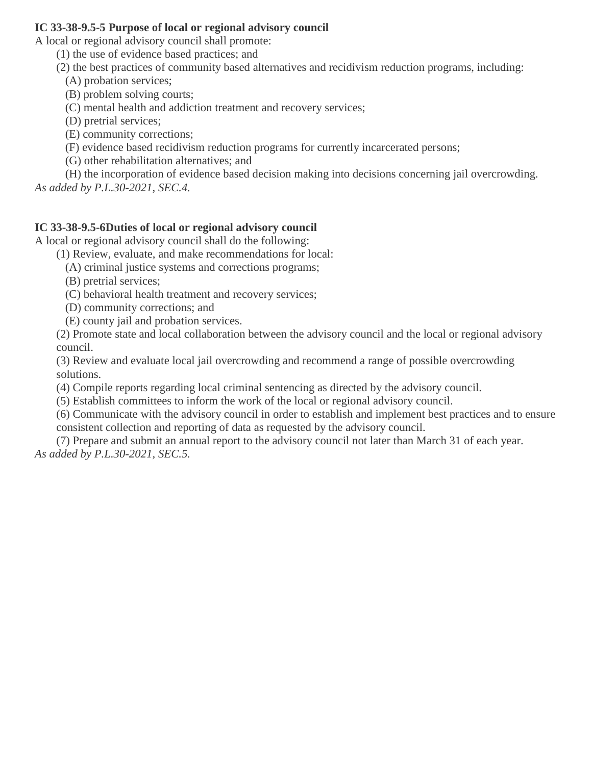**IC 33-38-9.5-5 Purpose of local or regional advisory council**

A local or regional advisory council shall promote:

(1) the use of evidence based practices; and

(2) the best practices of community based alternatives and recidivism reduction programs, including:

(A) probation services;

(B) problem solving courts;

(C) mental health and addiction treatment and recovery services;

(D) pretrial services;

(E) community corrections;

(F) evidence based recidivism reduction programs for currently incarcerated persons;

(G) other rehabilitation alternatives; and

(H) the incorporation of evidence based decision making into decisions concerning jail overcrowding.

*As added by P.L.30-2021, SEC.4.*

**IC 33-38-9.5-6Duties of local or regional advisory council**

A local or regional advisory council shall do the following:

(1) Review, evaluate, and make recommendations for local:

(A) criminal justice systems and corrections programs;

(B) pretrial services;

(C) behavioral health treatment and recovery services;

(D) community corrections; and

(E) county jail and probation services.

(2) Promote state and local collaboration between the advisory council and the local or regional advisory council.

(3) Review and evaluate local jail overcrowding and recommend a range of possible overcrowding solutions.

(4) Compile reports regarding local criminal sentencing as directed by the advisory council.

(5) Establish committees to inform the work of the local or regional advisory council.

(6) Communicate with the advisory council in order to establish and implement best practices and to ensure consistent collection and reporting of data as requested by the advisory council.

(7) Prepare and submit an annual report to the advisory council not later than March 31 of each year.

*As added by P.L.30-2021, SEC.5.*